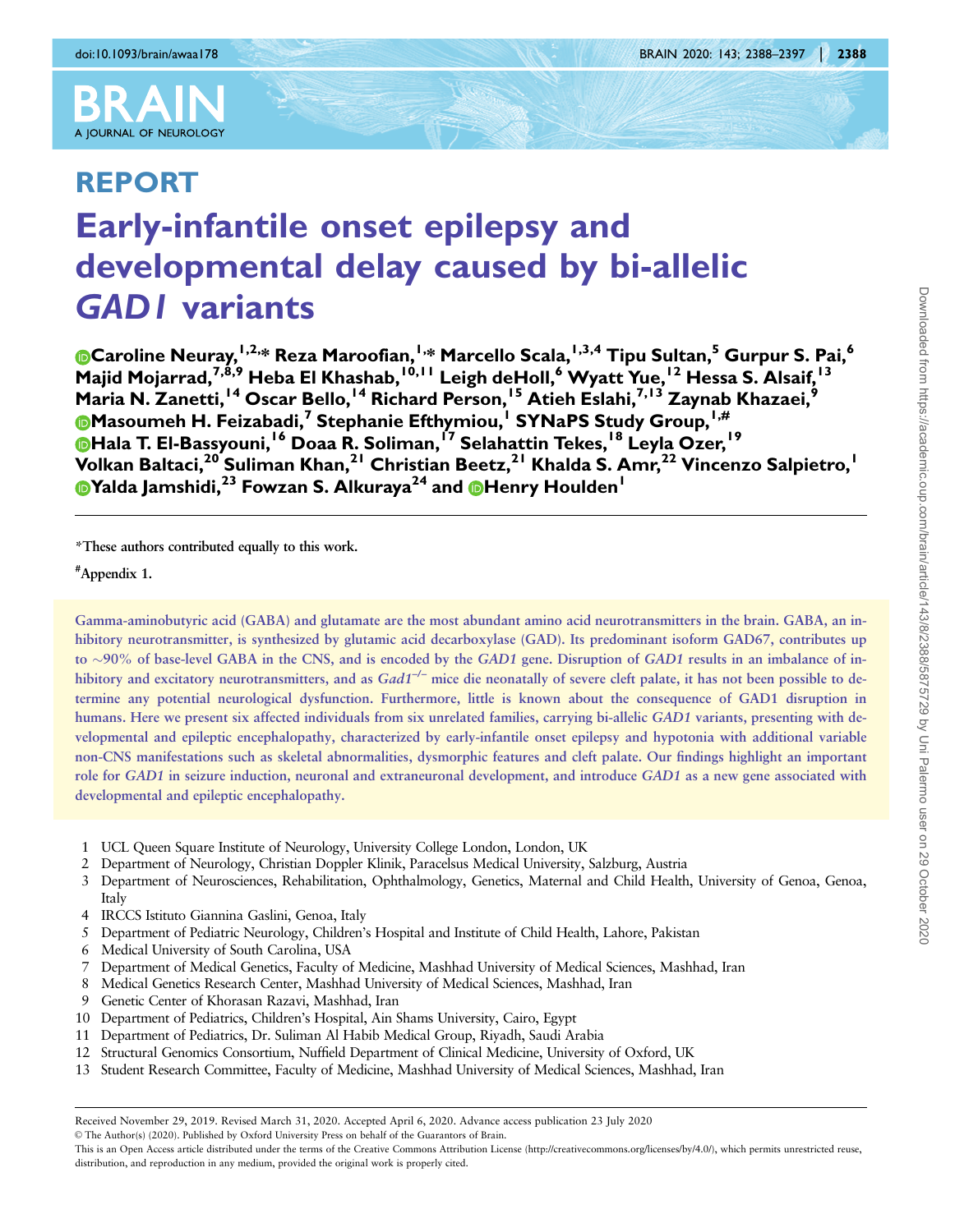REPORT

# Early-infantile onset epilepsy and developmental delay caused by bi-allelic *GAD1* variants

**Caroline Neuray,[1,2,*] Reza Maroofian,[1,*] Marcello Scala,[1,3,4] Tipu Sultan,[5] Gurpur S. Pai,[6] Majid Mojarrad,[7,8,9] Heba El Khashab,[10,11] Leigh deHoll,[6] Wyatt Yue,[12] Hessa S. Alsaif,[13] Maria N. Zanetti,[14] Oscar Bello,[14] Richard Person,[15] Atieh Eslahi,[7,13] Zaynab Khazaei,[9] Masoumeh H. Feizabadi,[7] Stephanie Efthymiou,[1] SYNaPS Study Group,[1,#] Hala T. El-Bassyouni,[16] Doaa R. Soliman,[17] Selahattin Tekes,[18] Leyla Ozer,[19] Volkan Baltaci,[20] Suliman Khan,[21] Christian Beetz,[21] Khalda S. Amr,[22] Vincenzo Salpietro,[1] Yalda Jamshidi,[23] Fowzan S. Alkuraya[24] and Henry Houlden[1]**

*These authors contributed equally to this work.

#Appendix 1.

Gamma-aminobutyric acid (GABA) and glutamate are the most abundant amino acid neurotransmitters in the brain. GABA, an inhibitory neurotransmitter, is synthesized by glutamic acid decarboxylase (GAD). Its predominant isoform GAD67, contributes up to ~90% of base-level GABA in the CNS, and is encoded by the *GAD1* gene. Disruption of *GAD1* results in an imbalance of inhibitory and excitatory neurotransmitters, and as *Gad1*$^{-/-}$ mice die neonatally of severe cleft palate, it has not been possible to determine any potential neurological dysfunction. Furthermore, little is known about the consequence of GAD1 disruption in humans. Here we present six affected individuals from six unrelated families, carrying bi-allelic *GAD1* variants, presenting with developmental and epileptic encephalopathy, characterized by early-infantile onset epilepsy and hypotonia with additional variable non-CNS manifestations such as skeletal abnormalities, dysmorphic features and cleft palate. Our findings highlight an important role for *GAD1* in seizure induction, neuronal and extraneuronal development, and introduce *GAD1* as a new gene associated with developmental and epileptic encephalopathy.

1 UCL Queen Square Institute of Neurology, University College London, London, UK
2 Department of Neurology, Christian Doppler Klinik, Paracelsus Medical University, Salzburg, Austria
3 Department of Neurosciences, Rehabilitation, Ophthalmology, Genetics, Maternal and Child Health, University of Genoa, Genoa, Italy
4 IRCCS Istituto Giannina Gaslini, Genoa, Italy
5 Department of Pediatric Neurology, Children's Hospital and Institute of Child Health, Lahore, Pakistan
6 Medical University of South Carolina, USA
7 Department of Medical Genetics, Faculty of Medicine, Mashhad University of Medical Sciences, Mashhad, Iran
8 Medical Genetics Research Center, Mashhad University of Medical Sciences, Mashhad, Iran
9 Genetic Center of Khorasan Razavi, Mashhad, Iran
10 Department of Pediatrics, Children's Hospital, Ain Shams University, Cairo, Egypt
11 Department of Pediatrics, Dr. Suliman Al Habib Medical Group, Riyadh, Saudi Arabia
12 Structural Genomics Consortium, Nuffield Department of Clinical Medicine, University of Oxford, UK
13 Student Research Committee, Faculty of Medicine, Mashhad University of Medical Sciences, Mashhad, Iran

Received November 29, 2019. Revised March 31, 2020. Accepted April 6, 2020. Advance access publication 23 July 2020
© The Author(s) (2020). Published by Oxford University Press on behalf of the Guarantors of Brain.
This is an Open Access article distributed under the terms of the Creative Commons Attribution License (http://creativecommons.org/licenses/by/4.0/), which permits unrestricted reuse, distribution, and reproduction in any medium, provided the original work is properly cited.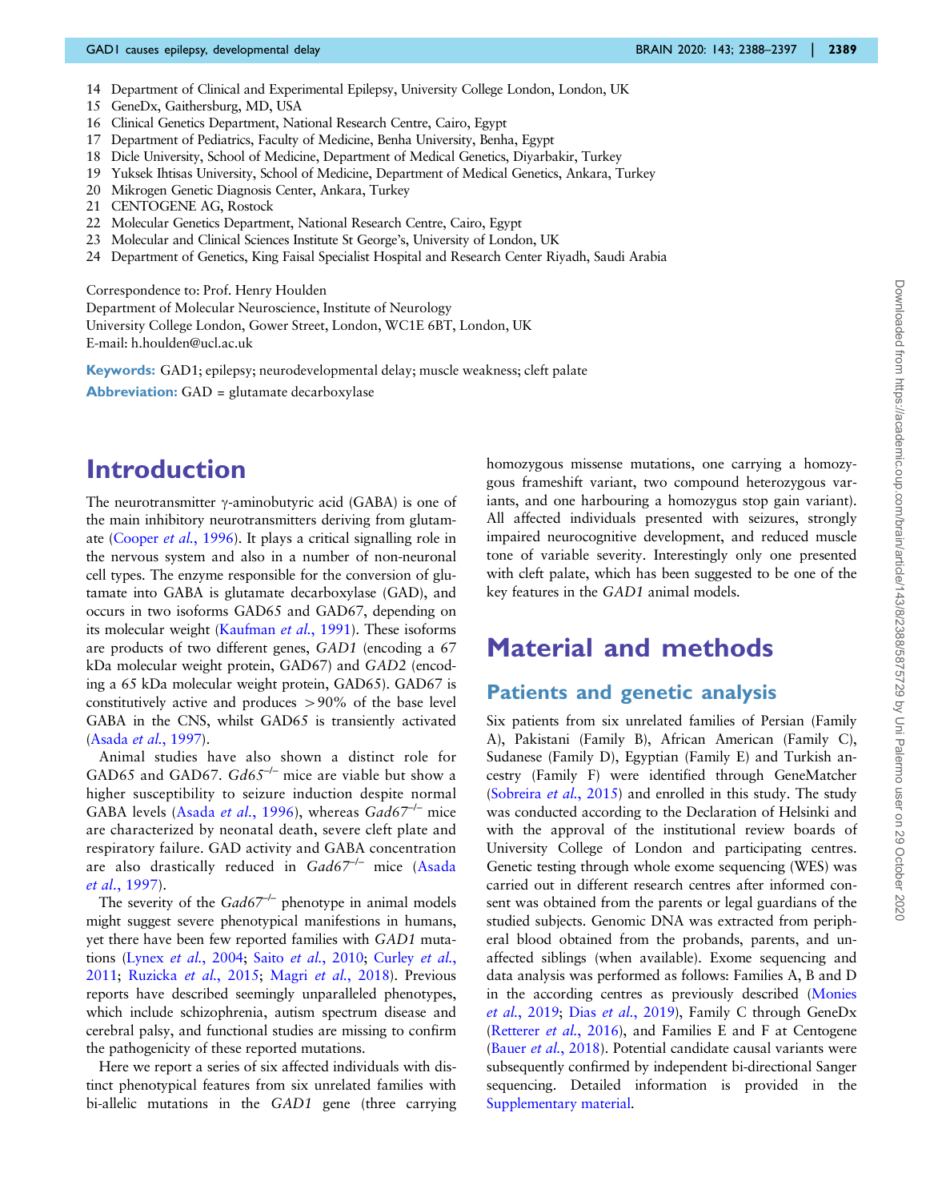14 Department of Clinical and Experimental Epilepsy, University College London, London, UK
15 GeneDx, Gaithersburg, MD, USA
16 Clinical Genetics Department, National Research Centre, Cairo, Egypt
17 Department of Pediatrics, Faculty of Medicine, Benha University, Benha, Egypt
18 Dicle University, School of Medicine, Department of Medical Genetics, Diyarbakir, Turkey
19 Yuksek Ihtisas University, School of Medicine, Department of Medical Genetics, Ankara, Turkey
20 Mikrogen Genetic Diagnosis Center, Ankara, Turkey
21 CENTOGENE AG, Rostock
22 Molecular Genetics Department, National Research Centre, Cairo, Egypt
23 Molecular and Clinical Sciences Institute St George's, University of London, UK
24 Department of Genetics, King Faisal Specialist Hospital and Research Center Riyadh, Saudi Arabia

Correspondence to: Prof. Henry Houlden
Department of Molecular Neuroscience, Institute of Neurology
University College London, Gower Street, London, WC1E 6BT, London, UK
E-mail: h.houlden@ucl.ac.uk

**Keywords:** GAD1; epilepsy; neurodevelopmental delay; muscle weakness; cleft palate

**Abbreviation:** GAD = glutamate decarboxylase

# Introduction

The neurotransmitter γ-aminobutyric acid (GABA) is one of the main inhibitory neurotransmitters deriving from glutamate (Cooper *et al.*, 1996). It plays a critical signalling role in the nervous system and also in a number of non-neuronal cell types. The enzyme responsible for the conversion of glutamate into GABA is glutamate decarboxylase (GAD), and occurs in two isoforms GAD65 and GAD67, depending on its molecular weight (Kaufman *et al.*, 1991). These isoforms are products of two different genes, *GAD1* (encoding a 67 kDa molecular weight protein, GAD67) and *GAD2* (encoding a 65 kDa molecular weight protein, GAD65). GAD67 is constitutively active and produces >90% of the base level GABA in the CNS, whilst GAD65 is transiently activated (Asada *et al.*, 1997).

Animal studies have also shown a distinct role for GAD65 and GAD67. *Gd65*$^{-/-}$ mice are viable but show a higher susceptibility to seizure induction despite normal GABA levels (Asada *et al.*, 1996), whereas *Gad67*$^{-/-}$ mice are characterized by neonatal death, severe cleft plate and respiratory failure. GAD activity and GABA concentration are also drastically reduced in *Gad67*$^{-/-}$ mice (Asada *et al.*, 1997).

The severity of the *Gad67*$^{-/-}$ phenotype in animal models might suggest severe phenotypical manifestions in humans, yet there have been few reported families with *GAD1* mutations (Lynex *et al.*, 2004; Saito *et al.*, 2010; Curley *et al.*, 2011; Ruzicka *et al.*, 2015; Magri *et al.*, 2018). Previous reports have described seemingly unparalleled phenotypes, which include schizophrenia, autism spectrum disease and cerebral palsy, and functional studies are missing to confirm the pathogenicity of these reported mutations.

Here we report a series of six affected individuals with distinct phenotypical features from six unrelated families with bi-allelic mutations in the *GAD1* gene (three carrying homozygous missense mutations, one carrying a homozygous frameshift variant, two compound heterozygous variants, and one harbouring a homozygus stop gain variant). All affected individuals presented with seizures, strongly impaired neurocognitive development, and reduced muscle tone of variable severity. Interestingly only one presented with cleft palate, which has been suggested to be one of the key features in the *GAD1* animal models.

# Material and methods

## Patients and genetic analysis

Six patients from six unrelated families of Persian (Family A), Pakistani (Family B), African American (Family C), Sudanese (Family D), Egyptian (Family E) and Turkish ancestry (Family F) were identified through GeneMatcher (Sobreira *et al.*, 2015) and enrolled in this study. The study was conducted according to the Declaration of Helsinki and with the approval of the institutional review boards of University College of London and participating centres. Genetic testing through whole exome sequencing (WES) was carried out in different research centres after informed consent was obtained from the parents or legal guardians of the studied subjects. Genomic DNA was extracted from peripheral blood obtained from the probands, parents, and unaffected siblings (when available). Exome sequencing and data analysis was performed as follows: Families A, B and D in the according centres as previously described (Monies *et al.*, 2019; Dias *et al.*, 2019), Family C through GeneDx (Retterer *et al.*, 2016), and Families E and F at Centogene (Bauer *et al.*, 2018). Potential candidate causal variants were subsequently confirmed by independent bi-directional Sanger sequencing. Detailed information is provided in the Supplementary material.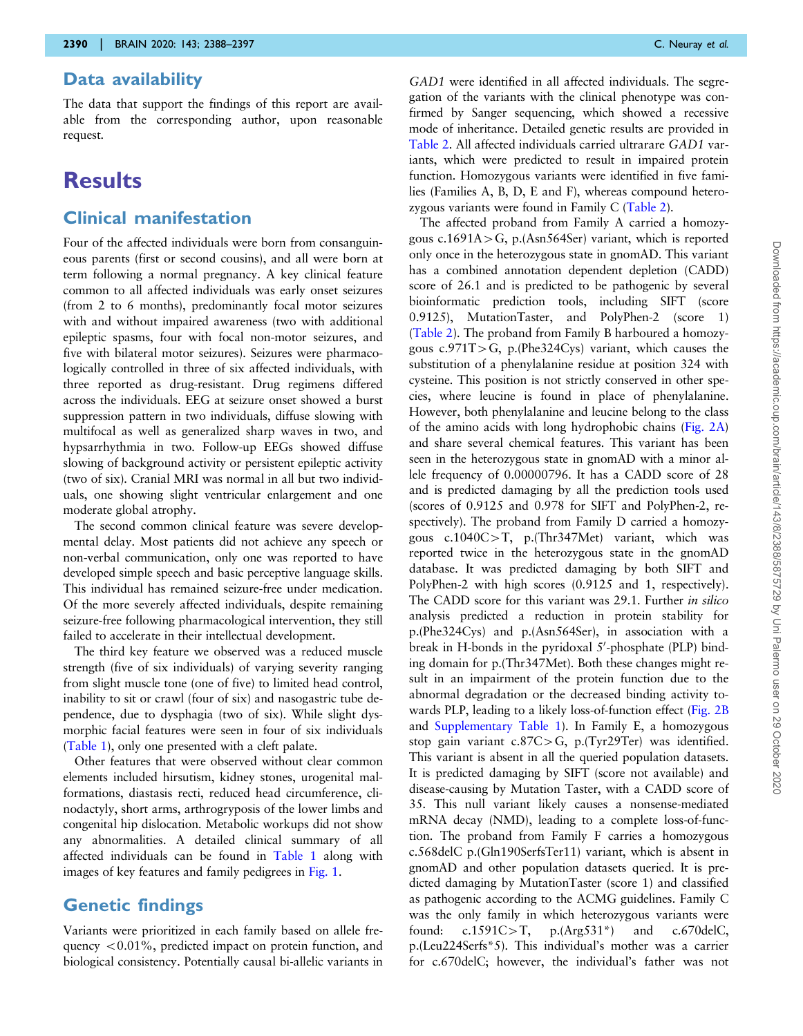## Data availability

The data that support the findings of this report are available from the corresponding author, upon reasonable request.

# Results

## Clinical manifestation

Four of the affected individuals were born from consanguineous parents (first or second cousins), and all were born at term following a normal pregnancy. A key clinical feature common to all affected individuals was early onset seizures (from 2 to 6 months), predominantly focal motor seizures with and without impaired awareness (two with additional epileptic spasms, four with focal non-motor seizures, and five with bilateral motor seizures). Seizures were pharmacologically controlled in three of six affected individuals, with three reported as drug-resistant. Drug regimens differed across the individuals. EEG at seizure onset showed a burst suppression pattern in two individuals, diffuse slowing with multifocal as well as generalized sharp waves in two, and hypsarrhythmia in two. Follow-up EEGs showed diffuse slowing of background activity or persistent epileptic activity (two of six). Cranial MRI was normal in all but two individuals, one showing slight ventricular enlargement and one moderate global atrophy.

The second common clinical feature was severe developmental delay. Most patients did not achieve any speech or non-verbal communication, only one was reported to have developed simple speech and basic perceptive language skills. This individual has remained seizure-free under medication. Of the more severely affected individuals, despite remaining seizure-free following pharmacological intervention, they still failed to accelerate in their intellectual development.

The third key feature we observed was a reduced muscle strength (five of six individuals) of varying severity ranging from slight muscle tone (one of five) to limited head control, inability to sit or crawl (four of six) and nasogastric tube dependence, due to dysphagia (two of six). While slight dysmorphic facial features were seen in four of six individuals (Table 1), only one presented with a cleft palate.

Other features that were observed without clear common elements included hirsutism, kidney stones, urogenital malformations, diastasis recti, reduced head circumference, clinodactyly, short arms, arthrogryposis of the lower limbs and congenital hip dislocation. Metabolic workups did not show any abnormalities. A detailed clinical summary of all affected individuals can be found in Table 1 along with images of key features and family pedigrees in Fig. 1.

## Genetic findings

Variants were prioritized in each family based on allele frequency <0.01%, predicted impact on protein function, and biological consistency. Potentially causal bi-allelic variants in *GAD1* were identified in all affected individuals. The segregation of the variants with the clinical phenotype was confirmed by Sanger sequencing, which showed a recessive mode of inheritance. Detailed genetic results are provided in Table 2. All affected individuals carried ultrarare *GAD1* variants, which were predicted to result in impaired protein function. Homozygous variants were identified in five families (Families A, B, D, E and F), whereas compound heterozygous variants were found in Family C (Table 2).

The affected proband from Family A carried a homozygous c.1691A>G, p.(Asn564Ser) variant, which is reported only once in the heterozygous state in gnomAD. This variant has a combined annotation dependent depletion (CADD) score of 26.1 and is predicted to be pathogenic by several bioinformatic prediction tools, including SIFT (score 0.9125), MutationTaster, and PolyPhen-2 (score 1) (Table 2). The proband from Family B harboured a homozygous c.971T>G, p.(Phe324Cys) variant, which causes the substitution of a phenylalanine residue at position 324 with cysteine. This position is not strictly conserved in other species, where leucine is found in place of phenylalanine. However, both phenylalanine and leucine belong to the class of the amino acids with long hydrophobic chains (Fig. 2A) and share several chemical features. This variant has been seen in the heterozygous state in gnomAD with a minor allele frequency of 0.00000796. It has a CADD score of 28 and is predicted damaging by all the prediction tools used (scores of 0.9125 and 0.978 for SIFT and PolyPhen-2, respectively). The proband from Family D carried a homozygous c.1040C>T, p.(Thr347Met) variant, which was reported twice in the heterozygous state in the gnomAD database. It was predicted damaging by both SIFT and PolyPhen-2 with high scores (0.9125 and 1, respectively). The CADD score for this variant was 29.1. Further *in silico* analysis predicted a reduction in protein stability for p.(Phe324Cys) and p.(Asn564Ser), in association with a break in H-bonds in the pyridoxal 5′-phosphate (PLP) binding domain for p.(Thr347Met). Both these changes might result in an impairment of the protein function due to the abnormal degradation or the decreased binding activity towards PLP, leading to a likely loss-of-function effect (Fig. 2B and Supplementary Table 1). In Family E, a homozygous stop gain variant c.87C>G, p.(Tyr29Ter) was identified. This variant is absent in all the queried population datasets. It is predicted damaging by SIFT (score not available) and disease-causing by Mutation Taster, with a CADD score of 35. This null variant likely causes a nonsense-mediated mRNA decay (NMD), leading to a complete loss-of-function. The proband from Family F carries a homozygous c.568delC p.(Gln190SerfsTer11) variant, which is absent in gnomAD and other population datasets queried. It is predicted damaging by MutationTaster (score 1) and classified as pathogenic according to the ACMG guidelines. Family C was the only family in which heterozygous variants were found: c.1591C>T, p.(Arg531*) and c.670delC, p.(Leu224Serfs*5). This individual's mother was a carrier for c.670delC; however, the individual's father was not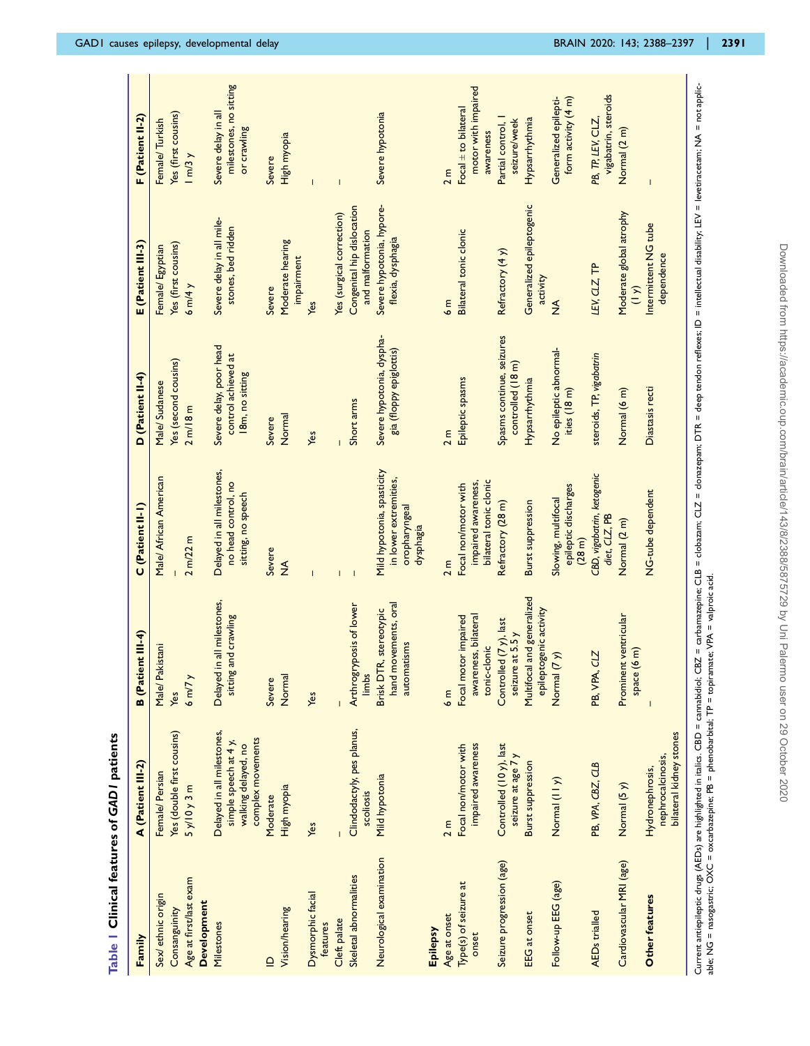**Table 1 Clinical features of *GAD1* patients**

| Family | A (Patient III-2) | B (Patient III-4) | C (Patient II-1) | D (Patient II-4) | E (Patient III-3) | F (Patient II-2) |
|---|---|---|---|---|---|---|
| Sex/ ethnic origin | Female/ Persian | Male/ Pakistani | Male/ African American | Male/ Sudanese | Female/ Egyptian | Female/ Turkish |
| Consanguinity | Yes (double first cousins) | Yes | – | Yes (second cousins) | Yes (first cousins) | Yes (first cousins) |
| Age at first/last exam | 5 y/10 y 3 m | 6 m/7 y | 2 m/22 m | 2 m/18 m | 6 m/4 y | 1 m/3 y |
| **Development** | | | | | | |
| Milestones | Delayed in all milestones, simple speech at 4 y, walking delayed, no complex movements | Delayed in all milestones, sitting and crawling | Delayed in all milestones, no head control, no sitting, no speech | Severe delay, poor head control achieved at 18m, no sitting | Severe delay in all milestones, bed ridden | Severe delay in all milestones, no sitting or crawling |
| ID | Moderate | Severe | Severe | Severe | Severe | Severe |
| Vision/hearing | High myopia | Normal | NA | Normal | Moderate hearing impairment | High myopia |
| Dysmorphic facial features | Yes | Yes | – | Yes | Yes | – |
| Cleft palate | – | – | – | – | Yes (surgical correction) | – |
| Skeletal abnormalities | Clinodactyly, pes planus, scoliosis | Arthrogryposis of lower limbs | – | Short arms | Congenital hip dislocation and malformation | |
| Neurological examination | Mild hypotonia | Brisk DTR, stereotypic hand movements, oral automatisms | Mild hypotonia, spasticity in lower extremities, oropharyngeal dysphagia | Severe hypotonia, dysphagia (floppy epiglottis) | Severe hypotonia, hyporeflexia, dysphagia | Severe hypotonia |
| **Epilepsy** | | | | | | |
| Age at onset | 2 m | 6 m | 2 m | 2 m | 6 m | 2 m |
| Type(s) of seizure at onset | Focal non/motor with impaired awareness | Focal motor impaired awareness, bilateral tonic-clonic | Focal non/motor with impaired awareness, bilateral tonic clonic | Epileptic spasms | Bilateral tonic clonic | Focal ± to bilateral motor with impaired awareness |
| Seizure progression (age) | Controlled (10 y), last seizure at age 7 y | Controlled (7 y), last seizure at 5.5 y | Refractory (28 m) | Spasms continue, seizures controlled (18 m) | Refractory (4 y) | Partial control, 1 seizure/week |
| EEG at onset | Burst suppression | Multifocal and generalized epileptogenic activity | Burst suppression | Hypsarrhythmia | Generalized epileptogenic activity | Hypsarrhythmia |
| Follow-up EEG (age) | Normal (11 y) | Normal (7 y) | Slowing, multifocal epileptic discharges (28 m) | No epileptic abnormalities (18 m) | NA | Generalized epileptiform activity (4 m) |
| AEDs trialled | PB, *VPA*, *CBZ*, *CLB* | PB, VPA, *CLZ* | *CBD*, *vigabatrin*, *ketogenic diet*, *CLZ*, PB | steroids, TP, *vigabatrin* | *LEV*, *CLZ*, *TP* | *PB*, *TP*, *LEV*, CLZ, vigabatrin, steroids |
| Cardiovascular MRI (age) | Normal (5 y) | Prominent ventricular space (6 m) | Normal (2 m) | Normal (6 m) | Moderate global atrophy (1 y) | Normal (2 m) |
| **Other features** | Hydronephrosis, nephrocalcinosis, bilateral kidney stones | – | NG-tube dependent | Diastasis recti | Intermittent NG tube dependence | – |

Current antiepileptic drugs (AEDs) are highlighted in italics. CBD = cannabidiol; CBZ = carbamazepine; CLB = clobazam; CLZ = clonazepam; DTR = deep tendon reflexes; ID = intellectual disability; LEV = levetiracetam; NA = not applicable; NG = nasogastric; OXC = oxcarbazepine; PB = phenobarbital; TP = topiramate; VPA = valproic acid.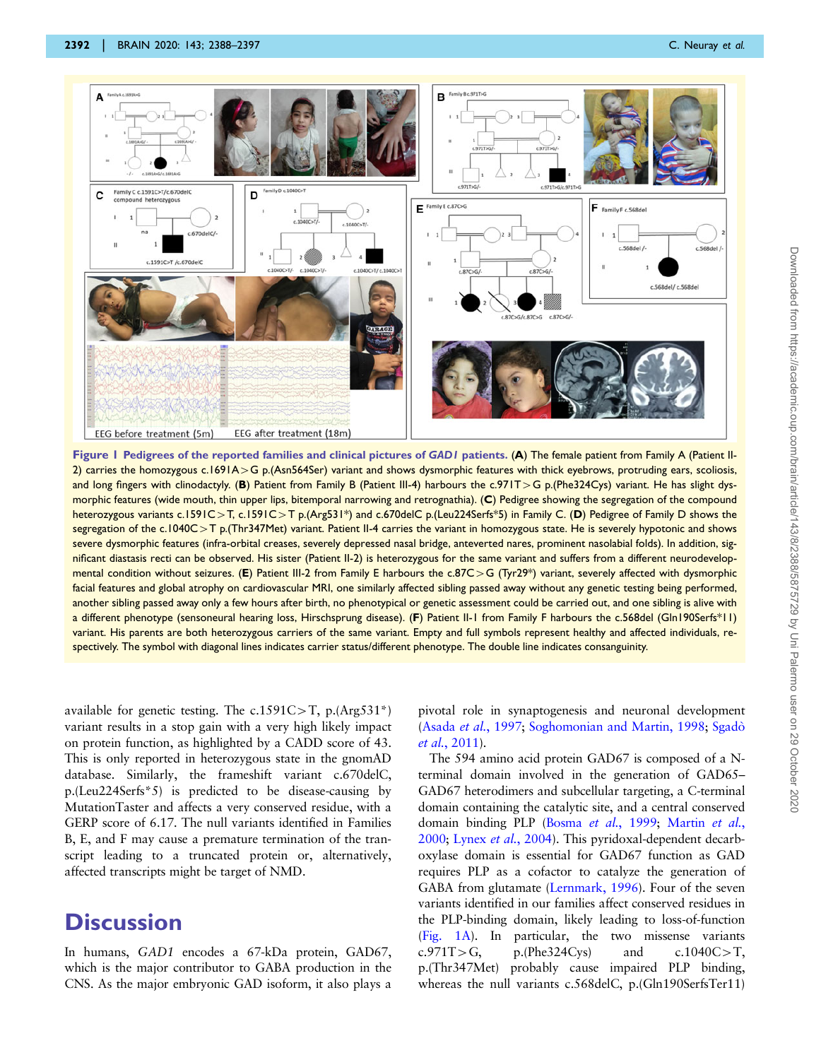**Figure 1 Pedigrees of the reported families and clinical pictures of *GAD1* patients.** (**A**) The female patient from Family A (Patient II-2) carries the homozygous c.1691A>G p.(Asn564Ser) variant and shows dysmorphic features with thick eyebrows, protruding ears, scoliosis, and long fingers with clinodactyly. (**B**) Patient from Family B (Patient III-4) harbours the c.971T>G p.(Phe324Cys) variant. He has slight dysmorphic features (wide mouth, thin upper lips, bitemporal narrowing and retrognathia). (**C**) Pedigree showing the segregation of the compound heterozygous variants c.1591C>T, c.1591C>T p.(Arg531*) and c.670delC p.(Leu224Serfs*5) in Family C. (**D**) Pedigree of Family D shows the segregation of the c.1040C>T p.(Thr347Met) variant. Patient II-4 carries the variant in homozygous state. He is severely hypotonic and shows severe dysmorphic features (infra-orbital creases, severely depressed nasal bridge, anteverted nares, prominent nasolabial folds). In addition, significant diastasis recti can be observed. His sister (Patient II-2) is heterozygous for the same variant and suffers from a different neurodevelopmental condition without seizures. (**E**) Patient III-2 from Family E harbours the c.87C>G (Tyr29*) variant, severely affected with dysmorphic facial features and global atrophy on cardiovascular MRI, one similarly affected sibling passed away without any genetic testing being performed, another sibling passed away only a few hours after birth, no phenotypical or genetic assessment could be carried out, and one sibling is alive with a different phenotype (sensoneural hearing loss, Hirschsprung disease). (**F**) Patient II-1 from Family F harbours the c.568del (Gln190Serfs*11) variant. His parents are both heterozygous carriers of the same variant. Empty and full symbols represent healthy and affected individuals, respectively. The symbol with diagonal lines indicates carrier status/different phenotype. The double line indicates consanguinity.

available for genetic testing. The c.1591C>T, p.(Arg531*) variant results in a stop gain with a very high likely impact on protein function, as highlighted by a CADD score of 43. This is only reported in heterozygous state in the gnomAD database. Similarly, the frameshift variant c.670delC, p.(Leu224Serfs*5) is predicted to be disease-causing by MutationTaster and affects a very conserved residue, with a GERP score of 6.17. The null variants identified in Families B, E, and F may cause a premature termination of the transcript leading to a truncated protein or, alternatively, affected transcripts might be target of NMD.

# Discussion

In humans, *GAD1* encodes a 67-kDa protein, GAD67, which is the major contributor to GABA production in the CNS. As the major embryonic GAD isoform, it also plays a pivotal role in synaptogenesis and neuronal development (Asada *et al.*, 1997; Soghomonian and Martin, 1998; Sgadò *et al.*, 2011).

The 594 amino acid protein GAD67 is composed of a N-terminal domain involved in the generation of GAD65–GAD67 heterodimers and subcellular targeting, a C-terminal domain containing the catalytic site, and a central conserved domain binding PLP (Bosma *et al.*, 1999; Martin *et al.*, 2000; Lynex *et al.*, 2004). This pyridoxal-dependent decarboxylase domain is essential for GAD67 function as GAD requires PLP as a cofactor to catalyze the generation of GABA from glutamate (Lernmark, 1996). Four of the seven variants identified in our families affect conserved residues in the PLP-binding domain, likely leading to loss-of-function (Fig. 1A). In particular, the two missense variants c.971T>G, p.(Phe324Cys) and c.1040C>T, p.(Thr347Met) probably cause impaired PLP binding, whereas the null variants c.568delC, p.(Gln190SerfsTer11)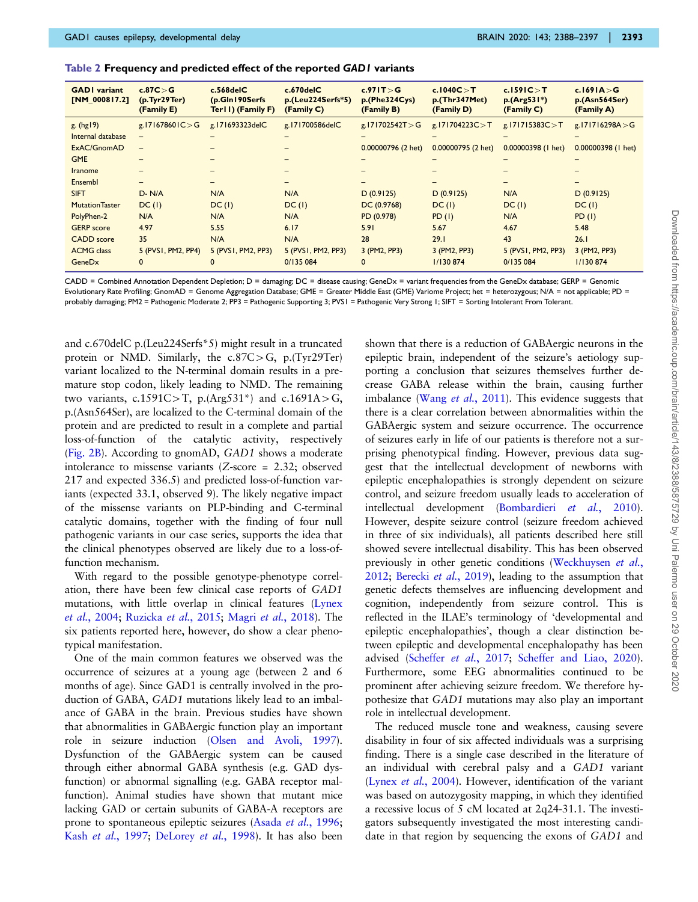**Table 2 Frequency and predicted effect of the reported *GAD1* variants**

| GAD1 variant [NM_000817.2] | c.87C>G (p.Tyr29Ter) (Family E) | c.568delC (p.Gln190Serfs Ter11) (Family F) | c.670delC p.(Leu224Serfs*5) (Family C) | c.971T>G p.(Phe324Cys) (Family B) | c.1040C>T p.(Thr347Met) (Family D) | c.1591C>T p.(Arg531*) (Family C) | c.1691A>G p.(Asn564Ser) (Family A) |
|---|---|---|---|---|---|---|---|
| g. (hg19) | g.171678601C>G | g.171693323delC | g.171700586delC | g.171702542T>G | g.171704223C>T | g.171715383C>T | g.171716298A>G |
| Internal database | – | – | – | – | – | – | – |
| ExAC/GnomAD | – | – | – | 0.00000796 (2 het) | 0.00000795 (2 het) | 0.00000398 (1 het) | 0.00000398 (1 het) |
| GME | – | – | – | – | – | – | – |
| Iranome | – | – | – | – | – | – | – |
| Ensembl | – | – | – | – | – | – | – |
| SIFT | D- N/A | N/A | N/A | D (0.9125) | D (0.9125) | N/A | D (0.9125) |
| MutationTaster | DC (1) | DC (1) | DC (1) | DC (0.9768) | DC (1) | DC (1) | DC (1) |
| PolyPhen-2 | N/A | N/A | N/A | PD (0.978) | PD (1) | N/A | PD (1) |
| GERP score | 4.97 | 5.55 | 6.17 | 5.91 | 5.67 | 4.67 | 5.48 |
| CADD score | 35 | N/A | N/A | 28 | 29.1 | 43 | 26.1 |
| ACMG class | 5 (PVS1, PM2, PP4) | 5 (PVS1, PM2, PP3) | 5 (PVS1, PM2, PP3) | 3 (PM2, PP3) | 3 (PM2, PP3) | 5 (PVS1, PM2, PP3) | 3 (PM2, PP3) |
| GeneDx | 0 | 0 | 0/135 084 | 0 | 1/130 874 | 0/135 084 | 1/130 874 |

CADD = Combined Annotation Dependent Depletion; D = damaging; DC = disease causing; GeneDx = variant frequencies from the GeneDx database; GERP = Genomic Evolutionary Rate Profiling; GnomAD = Genome Aggregation Database; GME = Greater Middle East (GME) Variome Project; het = heterozygous; N/A = not applicable; PD = probably damaging; PM2 = Pathogenic Moderate 2; PP3 = Pathogenic Supporting 3; PVS1 = Pathogenic Very Strong 1; SIFT = Sorting Intolerant From Tolerant.

and c.670delC p.(Leu224Serfs*5) might result in a truncated protein or NMD. Similarly, the c.87C>G, p.(Tyr29Ter) variant localized to the N-terminal domain results in a premature stop codon, likely leading to NMD. The remaining two variants, c.1591C>T, p.(Arg531*) and c.1691A>G, p.(Asn564Ser), are localized to the C-terminal domain of the protein and are predicted to result in a complete and partial loss-of-function of the catalytic activity, respectively (Fig. 2B). According to gnomAD, *GAD1* shows a moderate intolerance to missense variants (Z-score = 2.32; observed 217 and expected 336.5) and predicted loss-of-function variants (expected 33.1, observed 9). The likely negative impact of the missense variants on PLP-binding and C-terminal catalytic domains, together with the finding of four null pathogenic variants in our case series, supports the idea that the clinical phenotypes observed are likely due to a loss-of-function mechanism.

With regard to the possible genotype-phenotype correlation, there have been few clinical case reports of *GAD1* mutations, with little overlap in clinical features (Lynex *et al.*, 2004; Ruzicka *et al.*, 2015; Magri *et al.*, 2018). The six patients reported here, however, do show a clear phenotypical manifestation.

One of the main common features we observed was the occurrence of seizures at a young age (between 2 and 6 months of age). Since GAD1 is centrally involved in the production of GABA, *GAD1* mutations likely lead to an imbalance of GABA in the brain. Previous studies have shown that abnormalities in GABAergic function play an important role in seizure induction (Olsen and Avoli, 1997). Dysfunction of the GABAergic system can be caused through either abnormal GABA synthesis (e.g. GAD dysfunction) or abnormal signalling (e.g. GABA receptor malfunction). Animal studies have shown that mutant mice lacking GAD or certain subunits of GABA-A receptors are prone to spontaneous epileptic seizures (Asada *et al.*, 1996; Kash *et al.*, 1997; DeLorey *et al.*, 1998). It has also been shown that there is a reduction of GABAergic neurons in the epileptic brain, independent of the seizure's aetiology supporting a conclusion that seizures themselves further decrease GABA release within the brain, causing further imbalance (Wang *et al.*, 2011). This evidence suggests that there is a clear correlation between abnormalities within the GABAergic system and seizure occurrence. The occurrence of seizures early in life of our patients is therefore not a surprising phenotypical finding. However, previous data suggest that the intellectual development of newborns with epileptic encephalopathies is strongly dependent on seizure control, and seizure freedom usually leads to acceleration of intellectual development (Bombardieri *et al.*, 2010). However, despite seizure control (seizure freedom achieved in three of six individuals), all patients described here still showed severe intellectual disability. This has been observed previously in other genetic conditions (Weckhuysen *et al.*, 2012; Berecki *et al.*, 2019), leading to the assumption that genetic defects themselves are influencing development and cognition, independently from seizure control. This is reflected in the ILAE's terminology of 'developmental and epileptic encephalopathies', though a clear distinction between epileptic and developmental encephalopathy has been advised (Scheffer *et al.*, 2017; Scheffer and Liao, 2020). Furthermore, some EEG abnormalities continued to be prominent after achieving seizure freedom. We therefore hypothesize that *GAD1* mutations may also play an important role in intellectual development.

The reduced muscle tone and weakness, causing severe disability in four of six affected individuals was a surprising finding. There is a single case described in the literature of an individual with cerebral palsy and a *GAD1* variant (Lynex *et al.*, 2004). However, identification of the variant was based on autozygosity mapping, in which they identified a recessive locus of 5 cM located at 2q24-31.1. The investigators subsequently investigated the most interesting candidate in that region by sequencing the exons of *GAD1* and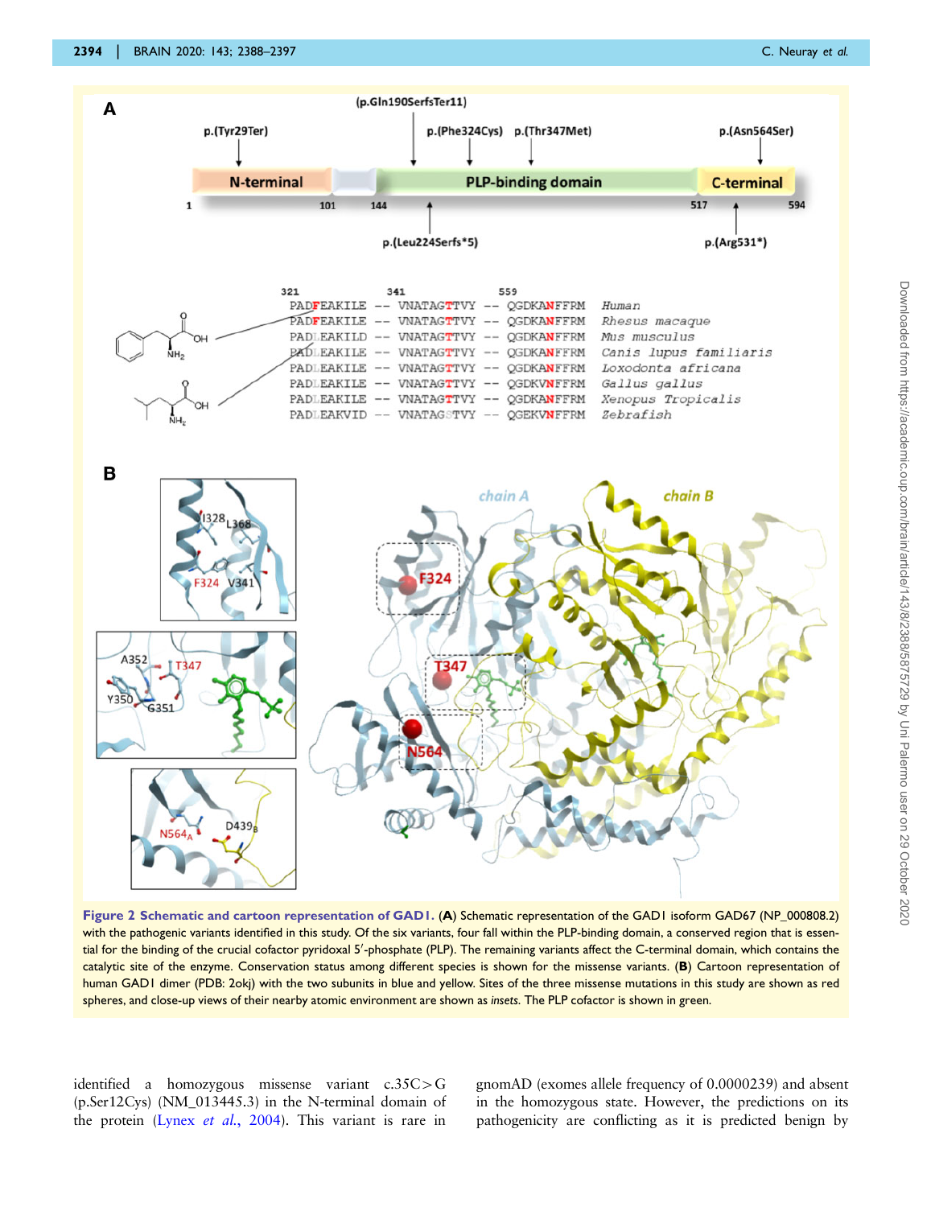**Figure 2 Schematic and cartoon representation of GAD1.** (**A**) Schematic representation of the GAD1 isoform GAD67 (NP_000808.2) with the pathogenic variants identified in this study. Of the six variants, four fall within the PLP-binding domain, a conserved region that is essential for the binding of the crucial cofactor pyridoxal 5′-phosphate (PLP). The remaining variants affect the C-terminal domain, which contains the catalytic site of the enzyme. Conservation status among different species is shown for the missense variants. (**B**) Cartoon representation of human GAD1 dimer (PDB: 2okj) with the two subunits in blue and yellow. Sites of the three missense mutations in this study are shown as red spheres, and close-up views of their nearby atomic environment are shown as *insets*. The PLP cofactor is shown in green.

identified a homozygous missense variant c.35C>G (p.Ser12Cys) (NM_013445.3) in the N-terminal domain of the protein (Lynex *et al.*, 2004). This variant is rare in gnomAD (exomes allele frequency of 0.0000239) and absent in the homozygous state. However, the predictions on its pathogenicity are conflicting as it is predicted benign by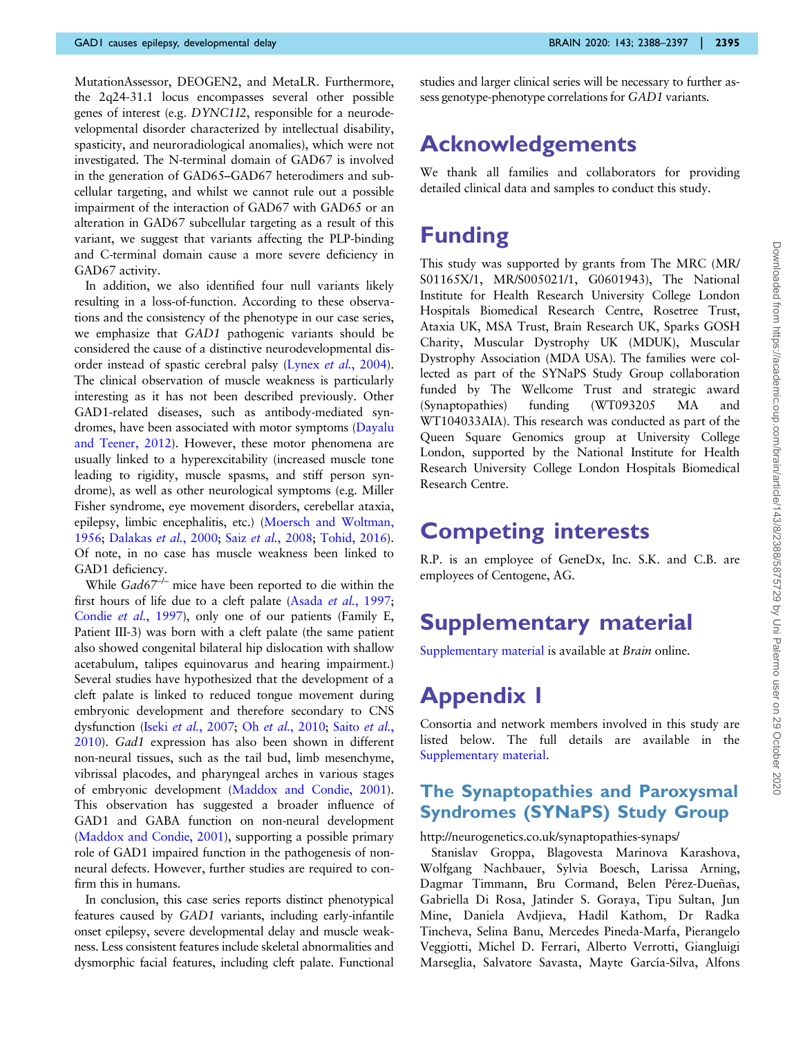MutationAssessor, DEOGEN2, and MetaLR. Furthermore, the 2q24-31.1 locus encompasses several other possible genes of interest (e.g. *DYNC1I2*, responsible for a neurodevelopmental disorder characterized by intellectual disability, spasticity, and neuroradiological anomalies), which were not investigated. The N-terminal domain of GAD67 is involved in the generation of GAD65–GAD67 heterodimers and subcellular targeting, and whilst we cannot rule out a possible impairment of the interaction of GAD67 with GAD65 or an alteration in GAD67 subcellular targeting as a result of this variant, we suggest that variants affecting the PLP-binding and C-terminal domain cause a more severe deficiency in GAD67 activity.

In addition, we also identified four null variants likely resulting in a loss-of-function. According to these observations and the consistency of the phenotype in our case series, we emphasize that *GAD1* pathogenic variants should be considered the cause of a distinctive neurodevelopmental disorder instead of spastic cerebral palsy (Lynex *et al.*, 2004). The clinical observation of muscle weakness is particularly interesting as it has not been described previously. Other GAD1-related diseases, such as antibody-mediated syndromes, have been associated with motor symptoms (Dayalu and Teener, 2012). However, these motor phenomena are usually linked to a hyperexcitability (increased muscle tone leading to rigidity, muscle spasms, and stiff person syndrome), as well as other neurological symptoms (e.g. Miller Fisher syndrome, eye movement disorders, cerebellar ataxia, epilepsy, limbic encephalitis, etc.) (Moersch and Woltman, 1956; Dalakas *et al.*, 2000; Saiz *et al.*, 2008; Tohid, 2016). Of note, in no case has muscle weakness been linked to GAD1 deficiency.

While *Gad67*$^{-/-}$ mice have been reported to die within the first hours of life due to a cleft palate (Asada *et al.*, 1997; Condie *et al.*, 1997), only one of our patients (Family E, Patient III-3) was born with a cleft palate (the same patient also showed congenital bilateral hip dislocation with shallow acetabulum, talipes equinovarus and hearing impairment.) Several studies have hypothesized that the development of a cleft palate is linked to reduced tongue movement during embryonic development and therefore secondary to CNS dysfunction (Iseki *et al.*, 2007; Oh *et al.*, 2010; Saito *et al.*, 2010). *Gad1* expression has also been shown in different non-neural tissues, such as the tail bud, limb mesenchyme, vibrissal placodes, and pharyngeal arches in various stages of embryonic development (Maddox and Condie, 2001). This observation has suggested a broader influence of GAD1 and GABA function on non-neural development (Maddox and Condie, 2001), supporting a possible primary role of GAD1 impaired function in the pathogenesis of non-neural defects. However, further studies are required to confirm this in humans.

In conclusion, this case series reports distinct phenotypical features caused by *GAD1* variants, including early-infantile onset epilepsy, severe developmental delay and muscle weakness. Less consistent features include skeletal abnormalities and dysmorphic facial features, including cleft palate. Functional studies and larger clinical series will be necessary to further assess genotype-phenotype correlations for *GAD1* variants.

# Acknowledgements

We thank all families and collaborators for providing detailed clinical data and samples to conduct this study.

# Funding

This study was supported by grants from The MRC (MR/S01165X/1, MR/S005021/1, G0601943), The National Institute for Health Research University College London Hospitals Biomedical Research Centre, Rosetree Trust, Ataxia UK, MSA Trust, Brain Research UK, Sparks GOSH Charity, Muscular Dystrophy UK (MDUK), Muscular Dystrophy Association (MDA USA). The families were collected as part of the SYNaPS Study Group collaboration funded by The Wellcome Trust and strategic award (Synaptopathies) funding (WT093205 MA and WT104033AIA). This research was conducted as part of the Queen Square Genomics group at University College London, supported by the National Institute for Health Research University College London Hospitals Biomedical Research Centre.

# Competing interests

R.P. is an employee of GeneDx, Inc. S.K. and C.B. are employees of Centogene, AG.

# Supplementary material

Supplementary material is available at *Brain* online.

# Appendix 1

Consortia and network members involved in this study are listed below. The full details are available in the Supplementary material.

## The Synaptopathies and Paroxysmal Syndromes (SYNaPS) Study Group

http://neurogenetics.co.uk/synaptopathies-synaps/

Stanislav Groppa, Blagovesta Marinova Karashova, Wolfgang Nachbauer, Sylvia Boesch, Larissa Arning, Dagmar Timmann, Bru Cormand, Belen Pérez-Dueñas, Gabriella Di Rosa, Jatinder S. Goraya, Tipu Sultan, Jun Mine, Daniela Avdjieva, Hadil Kathom, Dr Radka Tincheva, Selina Banu, Mercedes Pineda-Marfa, Pierangelo Veggiotti, Michel D. Ferrari, Alberto Verrotti, Giangluigi Marseglia, Salvatore Savasta, Mayte García-Silva, Alfons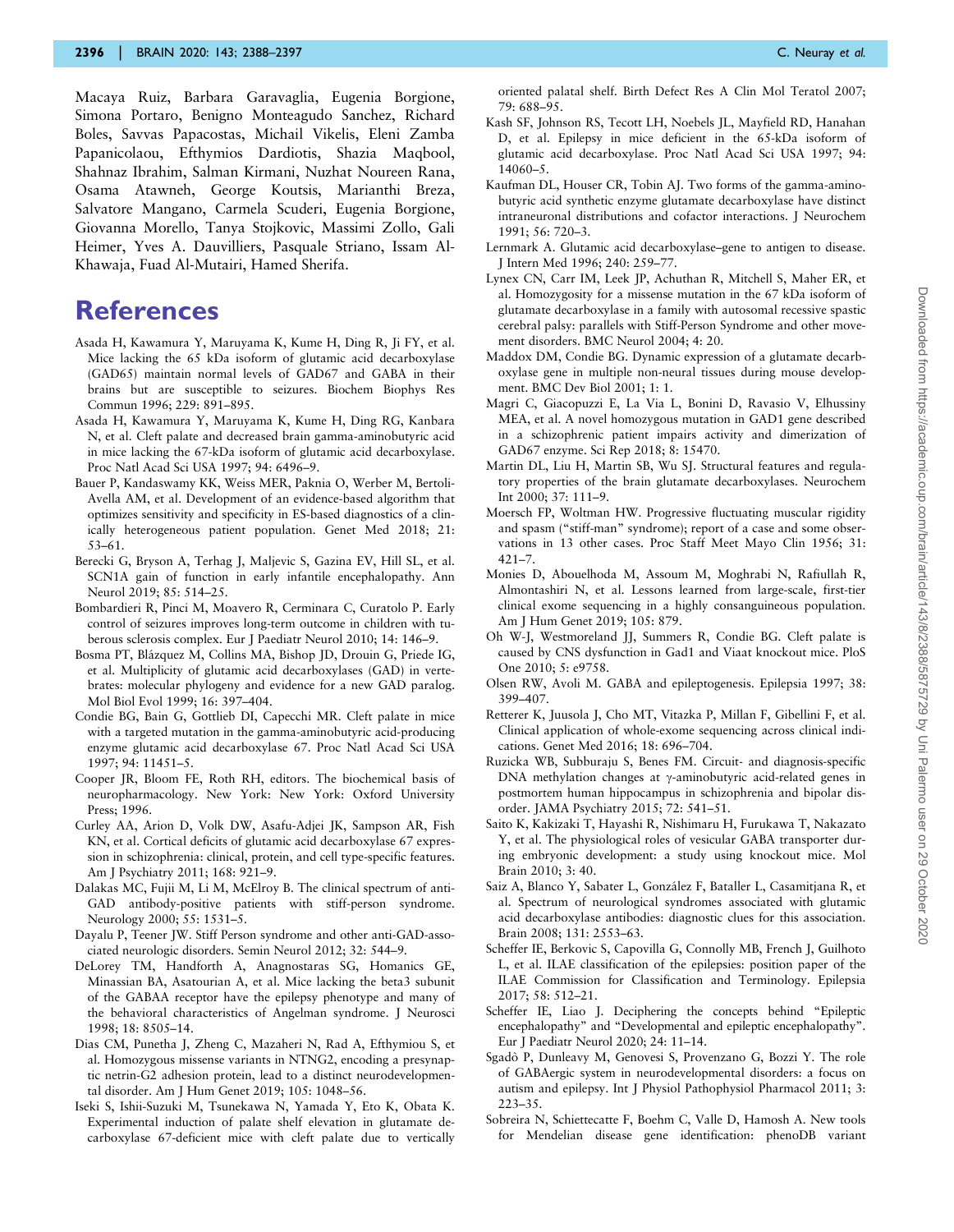Macaya Ruiz, Barbara Garavaglia, Eugenia Borgione, Simona Portaro, Benigno Monteagudo Sanchez, Richard Boles, Savvas Papacostas, Michail Vikelis, Eleni Zamba Papanicolaou, Efthymios Dardiotis, Shazia Maqbool, Shahnaz Ibrahim, Salman Kirmani, Nuzhat Noureen Rana, Osama Atawneh, George Koutsis, Marianthi Breza, Salvatore Mangano, Carmela Scuderi, Eugenia Borgione, Giovanna Morello, Tanya Stojkovic, Massimi Zollo, Gali Heimer, Yves A. Dauvilliers, Pasquale Striano, Issam Al-Khawaja, Fuad Al-Mutairi, Hamed Sherifa.

# References

Asada H, Kawamura Y, Maruyama K, Kume H, Ding R, Ji FY, et al. Mice lacking the 65 kDa isoform of glutamic acid decarboxylase (GAD65) maintain normal levels of GAD67 and GABA in their brains but are susceptible to seizures. Biochem Biophys Res Commun 1996; 229: 891–895.

Asada H, Kawamura Y, Maruyama K, Kume H, Ding RG, Kanbara N, et al. Cleft palate and decreased brain gamma-aminobutyric acid in mice lacking the 67-kDa isoform of glutamic acid decarboxylase. Proc Natl Acad Sci USA 1997; 94: 6496–9.

Bauer P, Kandaswamy KK, Weiss MER, Paknia O, Werber M, Bertoli-Avella AM, et al. Development of an evidence-based algorithm that optimizes sensitivity and specificity in ES-based diagnostics of a clinically heterogeneous patient population. Genet Med 2018; 21: 53–61.

Berecki G, Bryson A, Terhag J, Maljevic S, Gazina EV, Hill SL, et al. SCN1A gain of function in early infantile encephalopathy. Ann Neurol 2019; 85: 514–25.

Bombardieri R, Pinci M, Moavero R, Cerminara C, Curatolo P. Early control of seizures improves long-term outcome in children with tuberous sclerosis complex. Eur J Paediatr Neurol 2010; 14: 146–9.

Bosma PT, Blázquez M, Collins MA, Bishop JD, Drouin G, Priede IG, et al. Multiplicity of glutamic acid decarboxylases (GAD) in vertebrates: molecular phylogeny and evidence for a new GAD paralog. Mol Biol Evol 1999; 16: 397–404.

Condie BG, Bain G, Gottlieb DI, Capecchi MR. Cleft palate in mice with a targeted mutation in the gamma-aminobutyric acid-producing enzyme glutamic acid decarboxylase 67. Proc Natl Acad Sci USA 1997; 94: 11451–5.

Cooper JR, Bloom FE, Roth RH, editors. The biochemical basis of neuropharmacology. New York: New York: Oxford University Press; 1996.

Curley AA, Arion D, Volk DW, Asafu-Adjei JK, Sampson AR, Fish KN, et al. Cortical deficits of glutamic acid decarboxylase 67 expression in schizophrenia: clinical, protein, and cell type-specific features. Am J Psychiatry 2011; 168: 921–9.

Dalakas MC, Fujii M, Li M, McElroy B. The clinical spectrum of anti-GAD antibody-positive patients with stiff-person syndrome. Neurology 2000; 55: 1531–5.

Dayalu P, Teener JW. Stiff Person syndrome and other anti-GAD-associated neurologic disorders. Semin Neurol 2012; 32: 544–9.

DeLorey TM, Handforth A, Anagnostaras SG, Homanics GE, Minassian BA, Asatourian A, et al. Mice lacking the beta3 subunit of the GABAA receptor have the epilepsy phenotype and many of the behavioral characteristics of Angelman syndrome. J Neurosci 1998; 18: 8505–14.

Dias CM, Punetha J, Zheng C, Mazaheri N, Rad A, Efthymiou S, et al. Homozygous missense variants in NTNG2, encoding a presynaptic netrin-G2 adhesion protein, lead to a distinct neurodevelopmental disorder. Am J Hum Genet 2019; 105: 1048–56.

Iseki S, Ishii-Suzuki M, Tsunekawa N, Yamada Y, Eto K, Obata K. Experimental induction of palate shelf elevation in glutamate decarboxylase 67-deficient mice with cleft palate due to vertically oriented palatal shelf. Birth Defect Res A Clin Mol Teratol 2007; 79: 688–95.

Kash SF, Johnson RS, Tecott LH, Noebels JL, Mayfield RD, Hanahan D, et al. Epilepsy in mice deficient in the 65-kDa isoform of glutamic acid decarboxylase. Proc Natl Acad Sci USA 1997; 94: 14060–5.

Kaufman DL, Houser CR, Tobin AJ. Two forms of the gamma-aminobutyric acid synthetic enzyme glutamate decarboxylase have distinct intraneuronal distributions and cofactor interactions. J Neurochem 1991; 56: 720–3.

Lernmark A. Glutamic acid decarboxylase–gene to antigen to disease. J Intern Med 1996; 240: 259–77.

Lynex CN, Carr IM, Leek JP, Achuthan R, Mitchell S, Maher ER, et al. Homozygosity for a missense mutation in the 67 kDa isoform of glutamate decarboxylase in a family with autosomal recessive spastic cerebral palsy: parallels with Stiff-Person Syndrome and other movement disorders. BMC Neurol 2004; 4: 20.

Maddox DM, Condie BG. Dynamic expression of a glutamate decarboxylase gene in multiple non-neural tissues during mouse development. BMC Dev Biol 2001; 1: 1.

Magri C, Giacopuzzi E, La Via L, Bonini D, Ravasio V, Elhussiny MEA, et al. A novel homozygous mutation in GAD1 gene described in a schizophrenic patient impairs activity and dimerization of GAD67 enzyme. Sci Rep 2018; 8: 15470.

Martin DL, Liu H, Martin SB, Wu SJ. Structural features and regulatory properties of the brain glutamate decarboxylases. Neurochem Int 2000; 37: 111–9.

Moersch FP, Woltman HW. Progressive fluctuating muscular rigidity and spasm ("stiff-man" syndrome); report of a case and some observations in 13 other cases. Proc Staff Meet Mayo Clin 1956; 31: 421–7.

Monies D, Abouelhoda M, Assoum M, Moghrabi N, Rafiullah R, Almontashiri N, et al. Lessons learned from large-scale, first-tier clinical exome sequencing in a highly consanguineous population. Am J Hum Genet 2019; 105: 879.

Oh W-J, Westmoreland JJ, Summers R, Condie BG. Cleft palate is caused by CNS dysfunction in Gad1 and Viaat knockout mice. PloS One 2010; 5: e9758.

Olsen RW, Avoli M. GABA and epileptogenesis. Epilepsia 1997; 38: 399–407.

Retterer K, Juusola J, Cho MT, Vitazka P, Millan F, Gibellini F, et al. Clinical application of whole-exome sequencing across clinical indications. Genet Med 2016; 18: 696–704.

Ruzicka WB, Subburaju S, Benes FM. Circuit- and diagnosis-specific DNA methylation changes at γ-aminobutyric acid-related genes in postmortem human hippocampus in schizophrenia and bipolar disorder. JAMA Psychiatry 2015; 72: 541–51.

Saito K, Kakizaki T, Hayashi R, Nishimaru H, Furukawa T, Nakazato Y, et al. The physiological roles of vesicular GABA transporter during embryonic development: a study using knockout mice. Mol Brain 2010; 3: 40.

Saiz A, Blanco Y, Sabater L, González F, Bataller L, Casamitjana R, et al. Spectrum of neurological syndromes associated with glutamic acid decarboxylase antibodies: diagnostic clues for this association. Brain 2008; 131: 2553–63.

Scheffer IE, Berkovic S, Capovilla G, Connolly MB, French J, Guilhoto L, et al. ILAE classification of the epilepsies: position paper of the ILAE Commission for Classification and Terminology. Epilepsia 2017; 58: 512–21.

Scheffer IE, Liao J. Deciphering the concepts behind "Epileptic encephalopathy" and "Developmental and epileptic encephalopathy". Eur J Paediatr Neurol 2020; 24: 11–14.

Sgadò P, Dunleavy M, Genovesi S, Provenzano G, Bozzi Y. The role of GABAergic system in neurodevelopmental disorders: a focus on autism and epilepsy. Int J Physiol Pathophysiol Pharmacol 2011; 3: 223–35.

Sobreira N, Schiettecatte F, Boehm C, Valle D, Hamosh A. New tools for Mendelian disease gene identification: phenoDB variant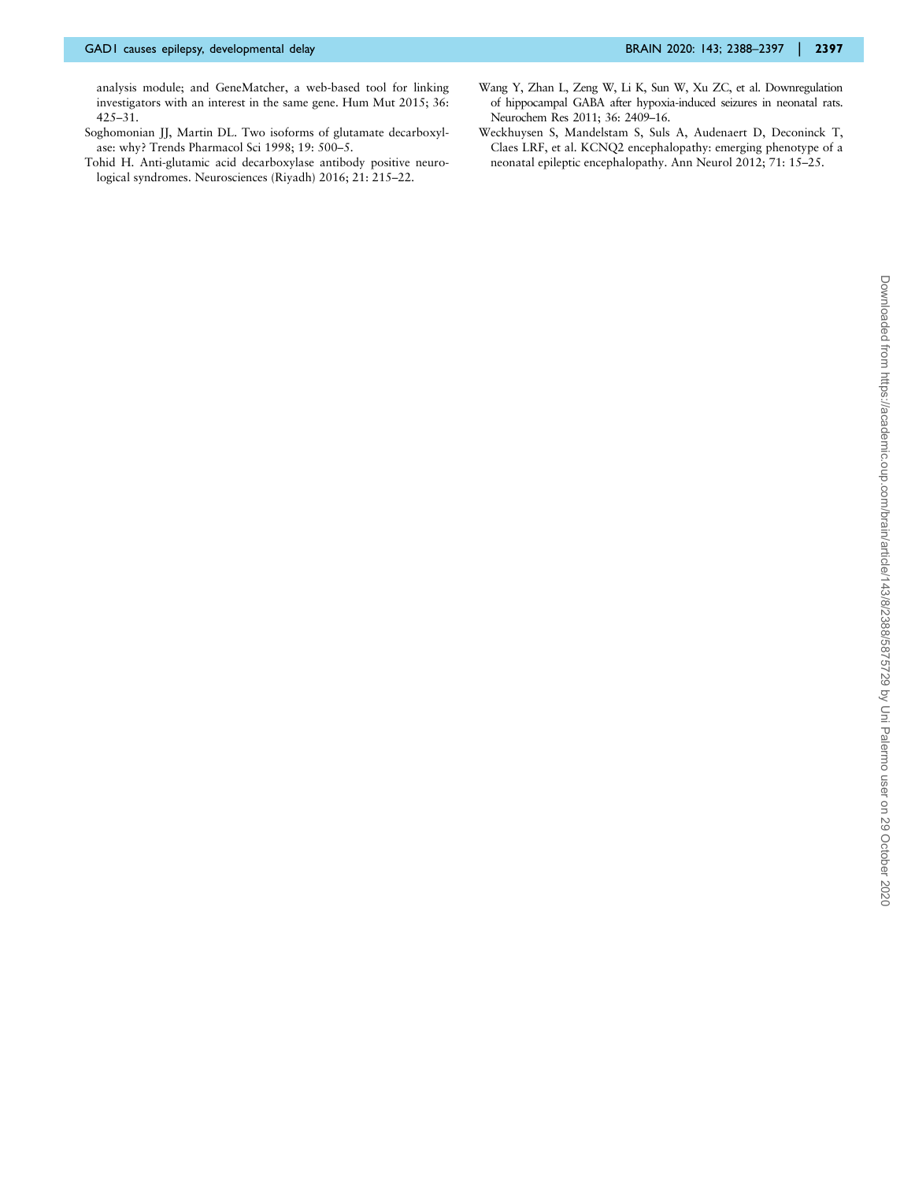analysis module; and GeneMatcher, a web-based tool for linking investigators with an interest in the same gene. Hum Mut 2015; 36: 425–31.

Soghomonian JJ, Martin DL. Two isoforms of glutamate decarboxylase: why? Trends Pharmacol Sci 1998; 19: 500–5.

Tohid H. Anti-glutamic acid decarboxylase antibody positive neurological syndromes. Neurosciences (Riyadh) 2016; 21: 215–22.

Wang Y, Zhan L, Zeng W, Li K, Sun W, Xu ZC, et al. Downregulation of hippocampal GABA after hypoxia-induced seizures in neonatal rats. Neurochem Res 2011; 36: 2409–16.

Weckhuysen S, Mandelstam S, Suls A, Audenaert D, Deconinck T, Claes LRF, et al. KCNQ2 encephalopathy: emerging phenotype of a neonatal epileptic encephalopathy. Ann Neurol 2012; 71: 15–25.